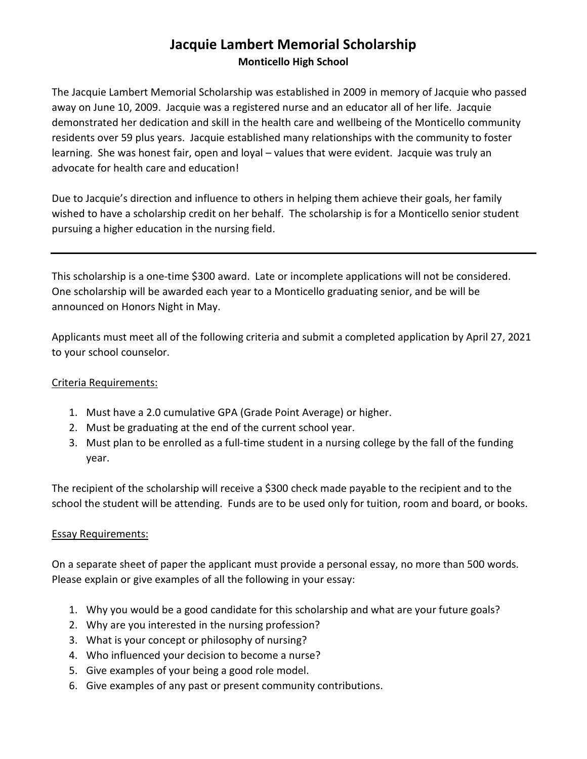# Jacquie Lambert Memorial Scholarship

**Monticello High School**

The Jacquie Lambert Memorial Scholarship was established in 2009 in memory of Jacquie who passed away on June 10, 2009. Jacquie was a registered nurse and an educator all of her life. Jacquie demonstrated her dedication and skill in the health care and wellbeing of the Monticello community residents over 59 plus years. Jacquie established many relationships with the community to foster learning. She was honest fair, open and loyal – values that were evident. Jacquie was truly an advocate for health care and education!

Due to Jacquie's direction and influence to others in helping them achieve their goals, her family wished to have a scholarship credit on her behalf. The scholarship is for a Monticello senior student pursuing a higher education in the nursing field.

---

This scholarship is a one-time $300 award. Late or incomplete applications will not be considered. One scholarship will be awarded each year to a Monticello graduating senior, and be will be announced on Honors Night in May.

Applicants must meet all of the following criteria and submit a completed application by April 27, 2021 to your school counselor.

Criteria Requirements:

1. Must have a 2.0 cumulative GPA (Grade Point Average) or higher.
2. Must be graduating at the end of the current school year.
3. Must plan to be enrolled as a full-time student in a nursing college by the fall of the funding year.

The recipient of the scholarship will receive a $300 check made payable to the recipient and to the school the student will be attending. Funds are to be used only for tuition, room and board, or books.

Essay Requirements:

On a separate sheet of paper the applicant must provide a personal essay, no more than 500 words. Please explain or give examples of all the following in your essay:

1. Why you would be a good candidate for this scholarship and what are your future goals?
2. Why are you interested in the nursing profession?
3. What is your concept or philosophy of nursing?
4. Who influenced your decision to become a nurse?
5. Give examples of your being a good role model.
6. Give examples of any past or present community contributions.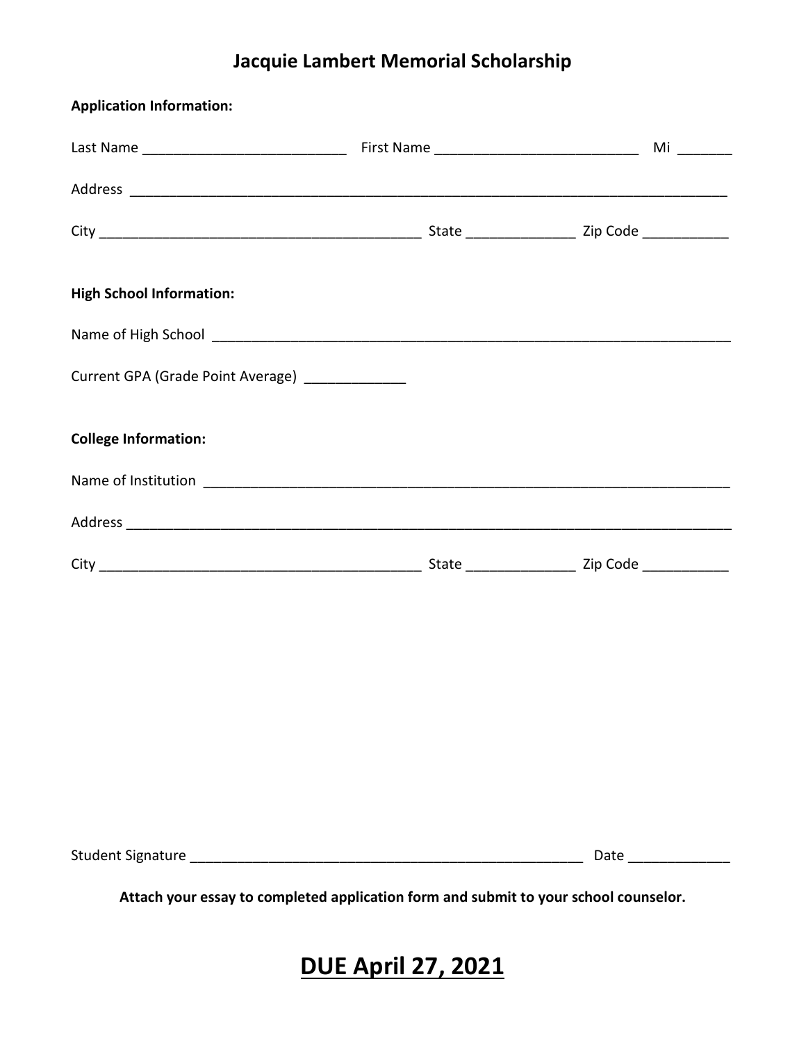# Jacquie Lambert Memorial Scholarship

**Application Information:**

Last Name ________________________ First Name ________________________ Mi ______

Address ______________________________________________________________________

City ____________________________________ State ____________ Zip Code __________

**High School Information:**

Name of High School ____________________________________________________________

Current GPA (Grade Point Average) ____________

**College Information:**

Name of Institution ____________________________________________________________

Address ______________________________________________________________________

City ____________________________________ State ____________ Zip Code __________

Student Signature _____________________________________________ Date ____________

**Attach your essay to completed application form and submit to your school counselor.**

# <u>DUE April 27, 2021</u>